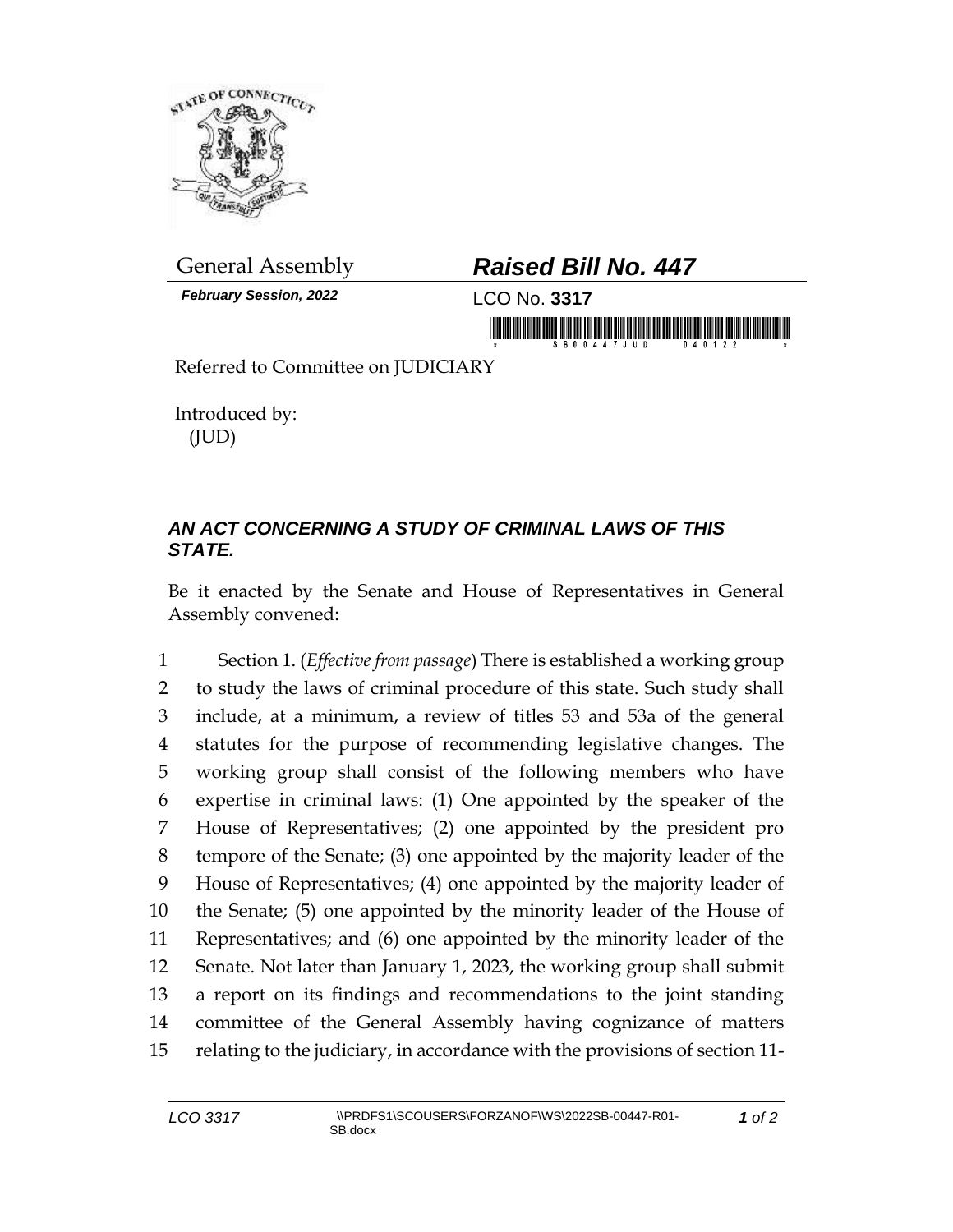General Assembly

*February Session, 2022*

# *Raised Bill No. 447*

LCO No. **3317**

Referred to Committee on JUDICIARY

Introduced by:
(JUD)

### *AN ACT CONCERNING A STUDY OF CRIMINAL LAWS OF THIS STATE.*

Be it enacted by the Senate and House of Representatives in General Assembly convened:

1 Section 1. (*Effective from passage*) There is established a working group
2 to study the laws of criminal procedure of this state. Such study shall
3 include, at a minimum, a review of titles 53 and 53a of the general
4 statutes for the purpose of recommending legislative changes. The
5 working group shall consist of the following members who have
6 expertise in criminal laws: (1) One appointed by the speaker of the
7 House of Representatives; (2) one appointed by the president pro
8 tempore of the Senate; (3) one appointed by the majority leader of the
9 House of Representatives; (4) one appointed by the majority leader of
10 the Senate; (5) one appointed by the minority leader of the House of
11 Representatives; and (6) one appointed by the minority leader of the
12 Senate. Not later than January 1, 2023, the working group shall submit
13 a report on its findings and recommendations to the joint standing
14 committee of the General Assembly having cognizance of matters
15 relating to the judiciary, in accordance with the provisions of section 11-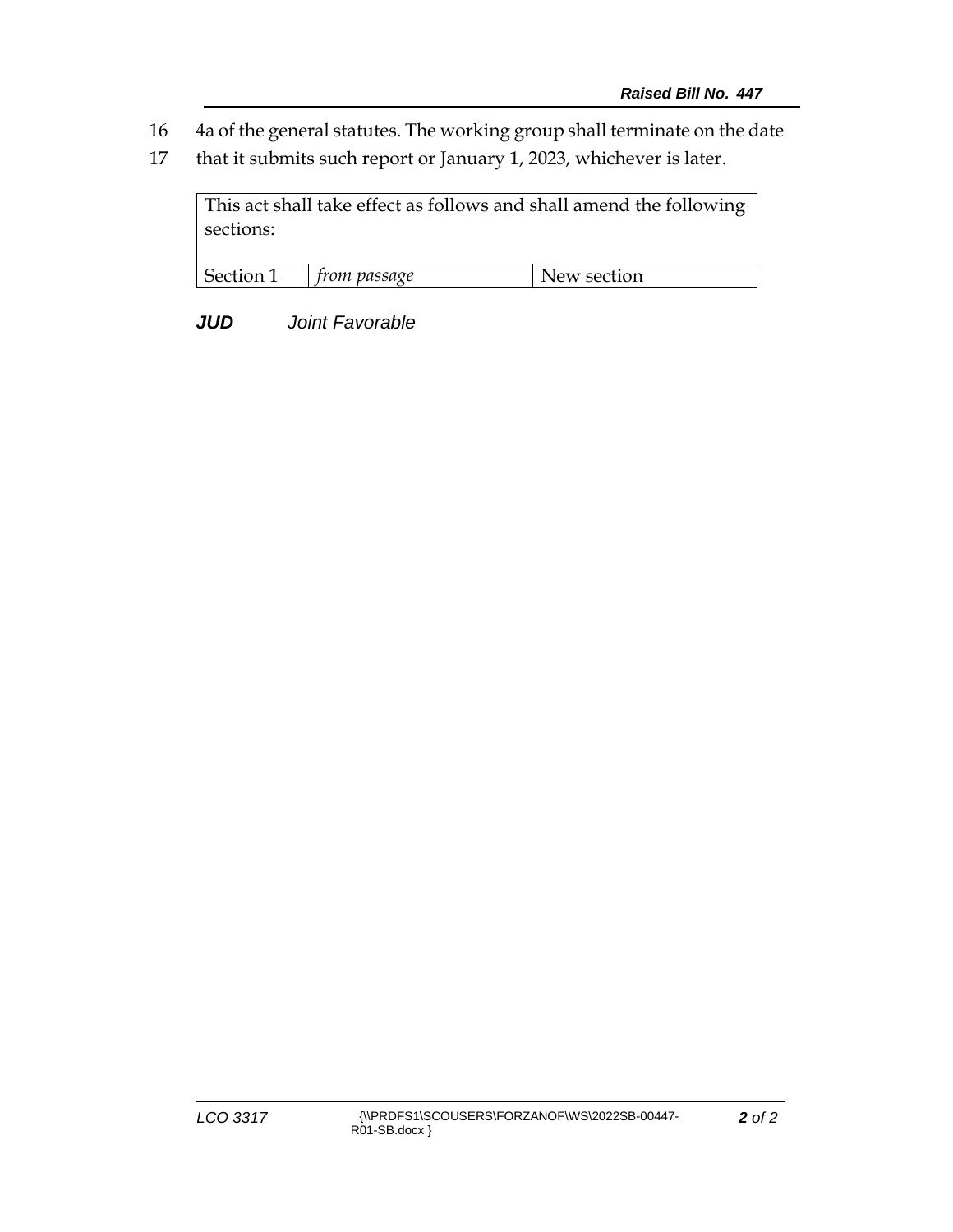16 4a of the general statutes. The working group shall terminate on the date
17 that it submits such report or January 1, 2023, whichever is later.

| This act shall take effect as follows and shall amend the following sections: | | |
|---|---|---|
| Section 1 | *from passage* | New section |

***JUD*** *Joint Favorable*